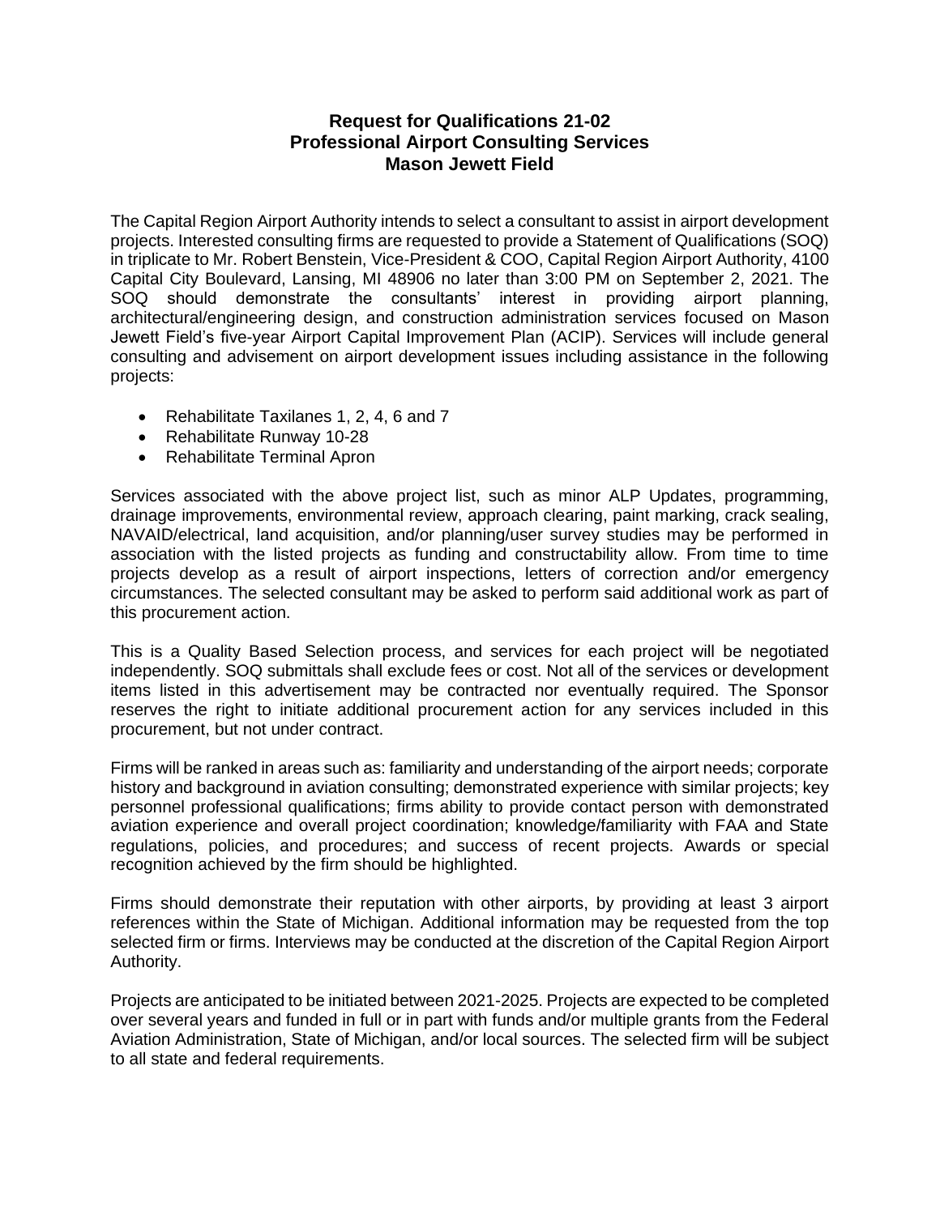# Request for Qualifications 21-02
# Professional Airport Consulting Services
# Mason Jewett Field

The Capital Region Airport Authority intends to select a consultant to assist in airport development projects. Interested consulting firms are requested to provide a Statement of Qualifications (SOQ) in triplicate to Mr. Robert Benstein, Vice-President & COO, Capital Region Airport Authority, 4100 Capital City Boulevard, Lansing, MI 48906 no later than 3:00 PM on September 2, 2021. The SOQ should demonstrate the consultants' interest in providing airport planning, architectural/engineering design, and construction administration services focused on Mason Jewett Field's five-year Airport Capital Improvement Plan (ACIP). Services will include general consulting and advisement on airport development issues including assistance in the following projects:

- Rehabilitate Taxilanes 1, 2, 4, 6 and 7
- Rehabilitate Runway 10-28
- Rehabilitate Terminal Apron

Services associated with the above project list, such as minor ALP Updates, programming, drainage improvements, environmental review, approach clearing, paint marking, crack sealing, NAVAID/electrical, land acquisition, and/or planning/user survey studies may be performed in association with the listed projects as funding and constructability allow. From time to time projects develop as a result of airport inspections, letters of correction and/or emergency circumstances. The selected consultant may be asked to perform said additional work as part of this procurement action.

This is a Quality Based Selection process, and services for each project will be negotiated independently. SOQ submittals shall exclude fees or cost. Not all of the services or development items listed in this advertisement may be contracted nor eventually required. The Sponsor reserves the right to initiate additional procurement action for any services included in this procurement, but not under contract.

Firms will be ranked in areas such as: familiarity and understanding of the airport needs; corporate history and background in aviation consulting; demonstrated experience with similar projects; key personnel professional qualifications; firms ability to provide contact person with demonstrated aviation experience and overall project coordination; knowledge/familiarity with FAA and State regulations, policies, and procedures; and success of recent projects. Awards or special recognition achieved by the firm should be highlighted.

Firms should demonstrate their reputation with other airports, by providing at least 3 airport references within the State of Michigan. Additional information may be requested from the top selected firm or firms. Interviews may be conducted at the discretion of the Capital Region Airport Authority.

Projects are anticipated to be initiated between 2021-2025. Projects are expected to be completed over several years and funded in full or in part with funds and/or multiple grants from the Federal Aviation Administration, State of Michigan, and/or local sources. The selected firm will be subject to all state and federal requirements.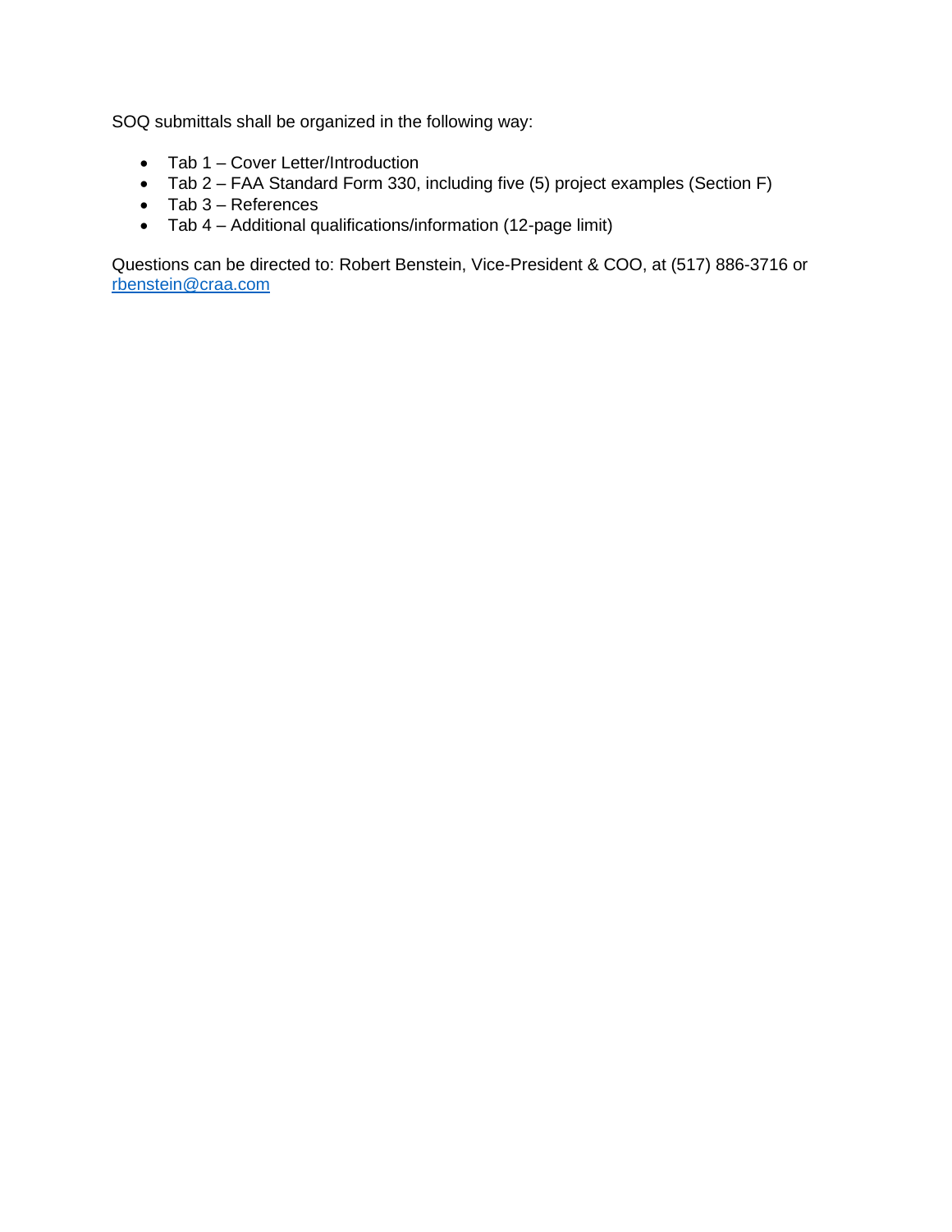SOQ submittals shall be organized in the following way:

- Tab 1 – Cover Letter/Introduction
- Tab 2 – FAA Standard Form 330, including five (5) project examples (Section F)
- Tab 3 – References
- Tab 4 – Additional qualifications/information (12-page limit)

Questions can be directed to: Robert Benstein, Vice-President & COO, at (517) 886-3716 or rbenstein@craa.com